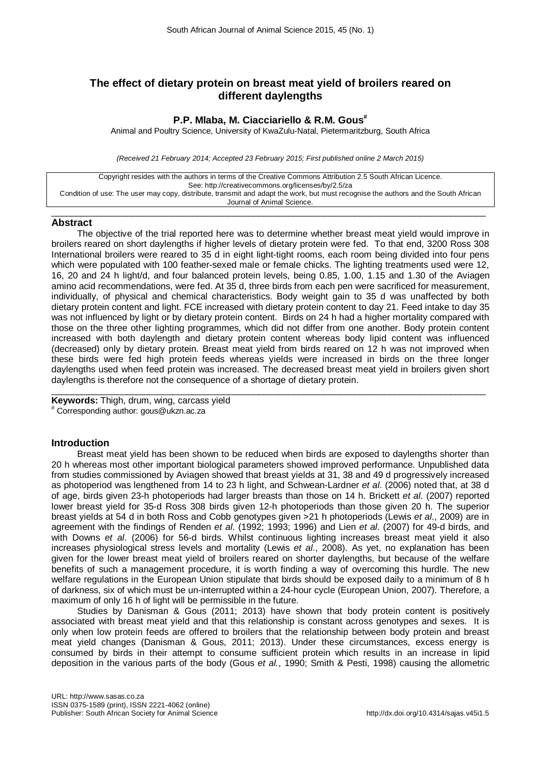# The effect of dietary protein on breast meat yield of broilers reared on different daylengths

**P.P. Mlaba, M. Ciacciariello & R.M. Gous#**

Animal and Poultry Science, University of KwaZulu-Natal, Pietermaritzburg, South Africa

*(Received 21 February 2014; Accepted 23 February 2015; First published online 2 March 2015)*

Copyright resides with the authors in terms of the Creative Commons Attribution 2.5 South African Licence.
See: http://creativecommons.org/licenses/by/2.5/za
Condition of use: The user may copy, distribute, transmit and adapt the work, but must recognise the authors and the South African Journal of Animal Science.

## Abstract

The objective of the trial reported here was to determine whether breast meat yield would improve in broilers reared on short daylengths if higher levels of dietary protein were fed. To that end, 3200 Ross 308 International broilers were reared to 35 d in eight light-tight rooms, each room being divided into four pens which were populated with 100 feather-sexed male or female chicks. The lighting treatments used were 12, 16, 20 and 24 h light/d, and four balanced protein levels, being 0.85, 1.00, 1.15 and 1.30 of the Aviagen amino acid recommendations, were fed. At 35 d, three birds from each pen were sacrificed for measurement, individually, of physical and chemical characteristics. Body weight gain to 35 d was unaffected by both dietary protein content and light. FCE increased with dietary protein content to day 21. Feed intake to day 35 was not influenced by light or by dietary protein content. Birds on 24 h had a higher mortality compared with those on the three other lighting programmes, which did not differ from one another. Body protein content increased with both daylength and dietary protein content whereas body lipid content was influenced (decreased) only by dietary protein. Breast meat yield from birds reared on 12 h was not improved when these birds were fed high protein feeds whereas yields were increased in birds on the three longer daylengths used when feed protein was increased. The decreased breast meat yield in broilers given short daylengths is therefore not the consequence of a shortage of dietary protein.

**Keywords:** Thigh, drum, wing, carcass yield

# Corresponding author: gous@ukzn.ac.za

## Introduction

Breast meat yield has been shown to be reduced when birds are exposed to daylengths shorter than 20 h whereas most other important biological parameters showed improved performance. Unpublished data from studies commissioned by Aviagen showed that breast yields at 31, 38 and 49 d progressively increased as photoperiod was lengthened from 14 to 23 h light, and Schwean-Lardner *et al*. (2006) noted that, at 38 d of age, birds given 23-h photoperiods had larger breasts than those on 14 h. Brickett *et al*. (2007) reported lower breast yield for 35-d Ross 308 birds given 12-h photoperiods than those given 20 h. The superior breast yields at 54 d in both Ross and Cobb genotypes given >21 h photoperiods (Lewis *et al*., 2009) are in agreement with the findings of Renden *et al*. (1992; 1993; 1996) and Lien *et al*. (2007) for 49-d birds, and with Downs *et al*. (2006) for 56-d birds. Whilst continuous lighting increases breast meat yield it also increases physiological stress levels and mortality (Lewis *et al*., 2008). As yet, no explanation has been given for the lower breast meat yield of broilers reared on shorter daylengths, but because of the welfare benefits of such a management procedure, it is worth finding a way of overcoming this hurdle. The new welfare regulations in the European Union stipulate that birds should be exposed daily to a minimum of 8 h of darkness, six of which must be un-interrupted within a 24-hour cycle (European Union, 2007). Therefore, a maximum of only 16 h of light will be permissible in the future.

Studies by Danisman & Gous (2011; 2013) have shown that body protein content is positively associated with breast meat yield and that this relationship is constant across genotypes and sexes. It is only when low protein feeds are offered to broilers that the relationship between body protein and breast meat yield changes (Danisman & Gous, 2011; 2013). Under these circumstances, excess energy is consumed by birds in their attempt to consume sufficient protein which results in an increase in lipid deposition in the various parts of the body (Gous *et al.*, 1990; Smith & Pesti, 1998) causing the allometric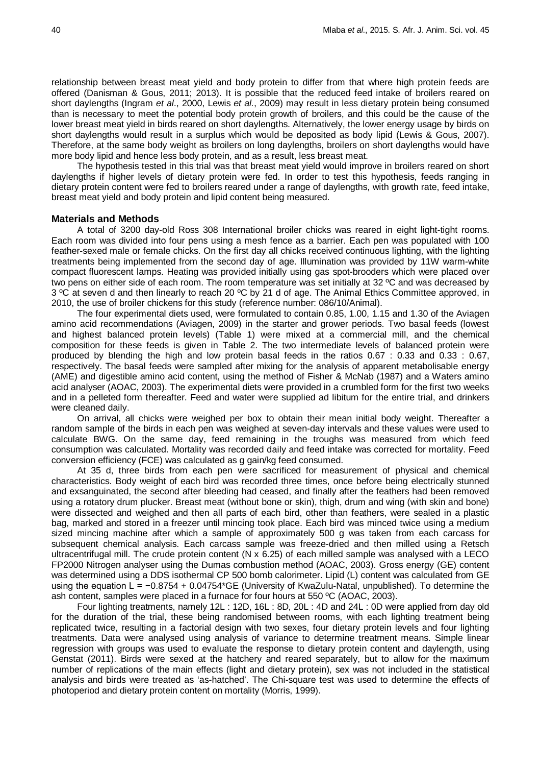relationship between breast meat yield and body protein to differ from that where high protein feeds are offered (Danisman & Gous, 2011; 2013). It is possible that the reduced feed intake of broilers reared on short daylengths (Ingram *et al*., 2000, Lewis *et al.*, 2009) may result in less dietary protein being consumed than is necessary to meet the potential body protein growth of broilers, and this could be the cause of the lower breast meat yield in birds reared on short daylengths. Alternatively, the lower energy usage by birds on short daylengths would result in a surplus which would be deposited as body lipid (Lewis & Gous, 2007). Therefore, at the same body weight as broilers on long daylengths, broilers on short daylengths would have more body lipid and hence less body protein, and as a result, less breast meat.

The hypothesis tested in this trial was that breast meat yield would improve in broilers reared on short daylengths if higher levels of dietary protein were fed. In order to test this hypothesis, feeds ranging in dietary protein content were fed to broilers reared under a range of daylengths, with growth rate, feed intake, breast meat yield and body protein and lipid content being measured.

## Materials and Methods

A total of 3200 day-old Ross 308 International broiler chicks was reared in eight light-tight rooms. Each room was divided into four pens using a mesh fence as a barrier. Each pen was populated with 100 feather-sexed male or female chicks. On the first day all chicks received continuous lighting, with the lighting treatments being implemented from the second day of age. Illumination was provided by 11W warm-white compact fluorescent lamps. Heating was provided initially using gas spot-brooders which were placed over two pens on either side of each room. The room temperature was set initially at 32 ºC and was decreased by 3 ºC at seven d and then linearly to reach 20 ºC by 21 d of age. The Animal Ethics Committee approved, in 2010, the use of broiler chickens for this study (reference number: 086/10/Animal).

The four experimental diets used, were formulated to contain 0.85, 1.00, 1.15 and 1.30 of the Aviagen amino acid recommendations (Aviagen, 2009) in the starter and grower periods. Two basal feeds (lowest and highest balanced protein levels) (Table 1) were mixed at a commercial mill, and the chemical composition for these feeds is given in Table 2. The two intermediate levels of balanced protein were produced by blending the high and low protein basal feeds in the ratios 0.67 : 0.33 and 0.33 : 0.67, respectively. The basal feeds were sampled after mixing for the analysis of apparent metabolisable energy (AME) and digestible amino acid content, using the method of Fisher & McNab (1987) and a Waters amino acid analyser (AOAC, 2003). The experimental diets were provided in a crumbled form for the first two weeks and in a pelleted form thereafter. Feed and water were supplied ad libitum for the entire trial, and drinkers were cleaned daily.

On arrival, all chicks were weighed per box to obtain their mean initial body weight. Thereafter a random sample of the birds in each pen was weighed at seven-day intervals and these values were used to calculate BWG. On the same day, feed remaining in the troughs was measured from which feed consumption was calculated. Mortality was recorded daily and feed intake was corrected for mortality. Feed conversion efficiency (FCE) was calculated as g gain/kg feed consumed.

At 35 d, three birds from each pen were sacrificed for measurement of physical and chemical characteristics. Body weight of each bird was recorded three times, once before being electrically stunned and exsanguinated, the second after bleeding had ceased, and finally after the feathers had been removed using a rotatory drum plucker. Breast meat (without bone or skin), thigh, drum and wing (with skin and bone) were dissected and weighed and then all parts of each bird, other than feathers, were sealed in a plastic bag, marked and stored in a freezer until mincing took place. Each bird was minced twice using a medium sized mincing machine after which a sample of approximately 500 g was taken from each carcass for subsequent chemical analysis. Each carcass sample was freeze-dried and then milled using a Retsch ultracentrifugal mill. The crude protein content (N x 6.25) of each milled sample was analysed with a LECO FP2000 Nitrogen analyser using the Dumas combustion method (AOAC, 2003). Gross energy (GE) content was determined using a DDS isothermal CP 500 bomb calorimeter. Lipid (L) content was calculated from GE using the equation $L = -0.8754 + 0.04754 \times GE$ (University of KwaZulu-Natal, unpublished). To determine the ash content, samples were placed in a furnace for four hours at 550 ºC (AOAC, 2003).

Four lighting treatments, namely 12L : 12D, 16L : 8D, 20L : 4D and 24L : 0D were applied from day old for the duration of the trial, these being randomised between rooms, with each lighting treatment being replicated twice, resulting in a factorial design with two sexes, four dietary protein levels and four lighting treatments. Data were analysed using analysis of variance to determine treatment means. Simple linear regression with groups was used to evaluate the response to dietary protein content and daylength, using Genstat (2011). Birds were sexed at the hatchery and reared separately, but to allow for the maximum number of replications of the main effects (light and dietary protein), sex was not included in the statistical analysis and birds were treated as 'as-hatched'. The Chi-square test was used to determine the effects of photoperiod and dietary protein content on mortality (Morris, 1999).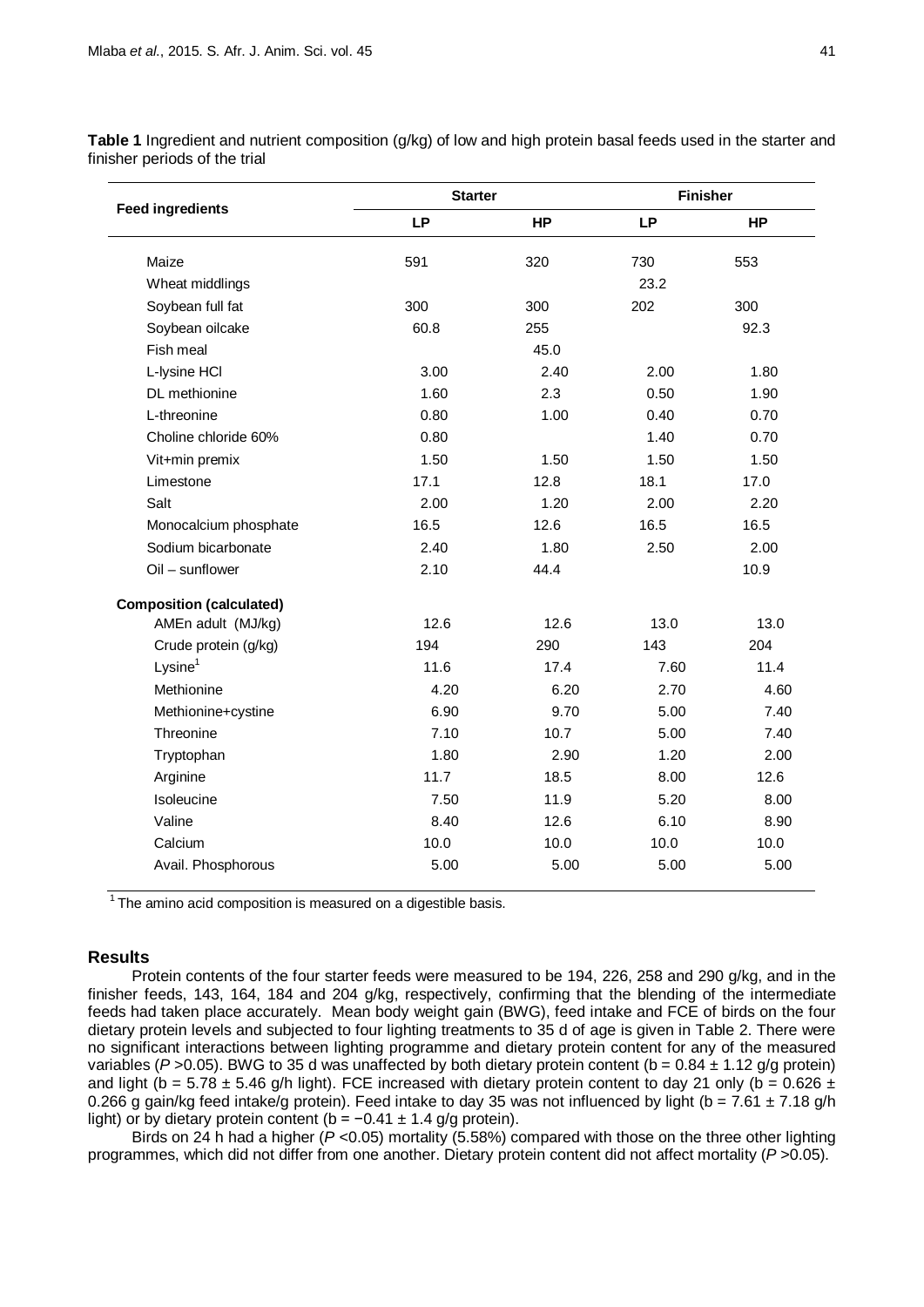**Table 1** Ingredient and nutrient composition (g/kg) of low and high protein basal feeds used in the starter and finisher periods of the trial

| Feed ingredients | Starter | | Finisher | |
|---|---|---|---|---|
| | LP | HP | LP | HP |
| Maize | 591 | 320 | 730 | 553 |
| Wheat middlings | | | 23.2 | |
| Soybean full fat | 300 | 300 | 202 | 300 |
| Soybean oilcake | 60.8 | 255 | | 92.3 |
| Fish meal | | 45.0 | | |
| L-lysine HCl | 3.00 | 2.40 | 2.00 | 1.80 |
| DL methionine | 1.60 | 2.3 | 0.50 | 1.90 |
| L-threonine | 0.80 | 1.00 | 0.40 | 0.70 |
| Choline chloride 60% | 0.80 | | 1.40 | 0.70 |
| Vit+min premix | 1.50 | 1.50 | 1.50 | 1.50 |
| Limestone | 17.1 | 12.8 | 18.1 | 17.0 |
| Salt | 2.00 | 1.20 | 2.00 | 2.20 |
| Monocalcium phosphate | 16.5 | 12.6 | 16.5 | 16.5 |
| Sodium bicarbonate | 2.40 | 1.80 | 2.50 | 2.00 |
| Oil – sunflower | 2.10 | 44.4 | | 10.9 |
| **Composition (calculated)** | | | | |
| AMEn adult (MJ/kg) | 12.6 | 12.6 | 13.0 | 13.0 |
| Crude protein (g/kg) | 194 | 290 | 143 | 204 |
| Lysine[1] | 11.6 | 17.4 | 7.60 | 11.4 |
| Methionine | 4.20 | 6.20 | 2.70 | 4.60 |
| Methionine+cystine | 6.90 | 9.70 | 5.00 | 7.40 |
| Threonine | 7.10 | 10.7 | 5.00 | 7.40 |
| Tryptophan | 1.80 | 2.90 | 1.20 | 2.00 |
| Arginine | 11.7 | 18.5 | 8.00 | 12.6 |
| Isoleucine | 7.50 | 11.9 | 5.20 | 8.00 |
| Valine | 8.40 | 12.6 | 6.10 | 8.90 |
| Calcium | 10.0 | 10.0 | 10.0 | 10.0 |
| Avail. Phosphorous | 5.00 | 5.00 | 5.00 | 5.00 |

[1] The amino acid composition is measured on a digestible basis.

## Results

Protein contents of the four starter feeds were measured to be 194, 226, 258 and 290 g/kg, and in the finisher feeds, 143, 164, 184 and 204 g/kg, respectively, confirming that the blending of the intermediate feeds had taken place accurately. Mean body weight gain (BWG), feed intake and FCE of birds on the four dietary protein levels and subjected to four lighting treatments to 35 d of age is given in Table 2. There were no significant interactions between lighting programme and dietary protein content for any of the measured variables ($P$ >0.05). BWG to 35 d was unaffected by both dietary protein content (b = 0.84 ± 1.12 g/g protein) and light (b = 5.78 ± 5.46 g/h light). FCE increased with dietary protein content to day 21 only (b = 0.626 ± 0.266 g gain/kg feed intake/g protein). Feed intake to day 35 was not influenced by light (b = 7.61 ± 7.18 g/h light) or by dietary protein content (b = −0.41 ± 1.4 g/g protein).

Birds on 24 h had a higher ($P$ <0.05) mortality (5.58%) compared with those on the three other lighting programmes, which did not differ from one another. Dietary protein content did not affect mortality ($P$ >0.05).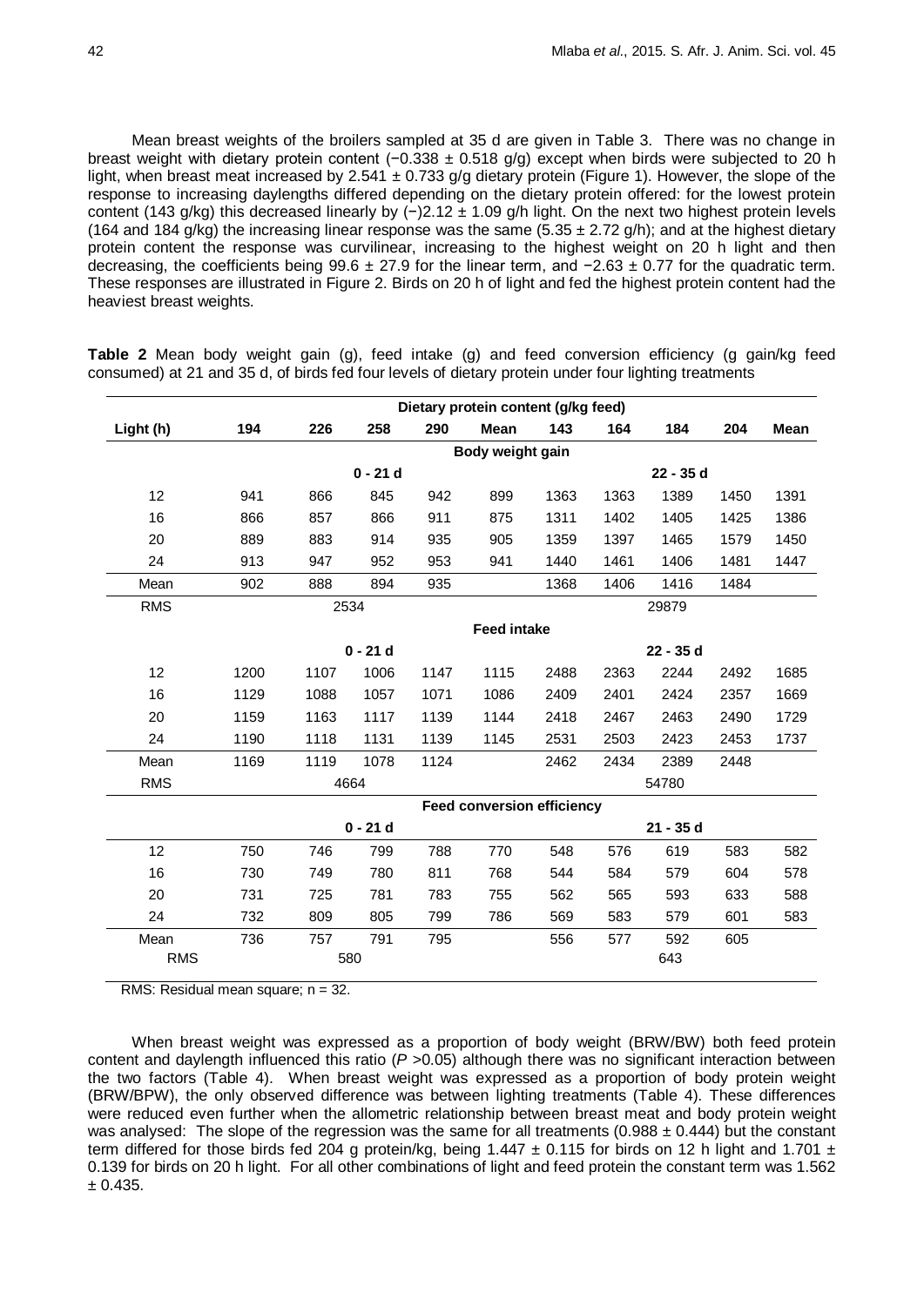Mean breast weights of the broilers sampled at 35 d are given in Table 3. There was no change in breast weight with dietary protein content (−0.338 ± 0.518 g/g) except when birds were subjected to 20 h light, when breast meat increased by 2.541 ± 0.733 g/g dietary protein (Figure 1). However, the slope of the response to increasing daylengths differed depending on the dietary protein offered: for the lowest protein content (143 g/kg) this decreased linearly by (−)2.12 ± 1.09 g/h light. On the next two highest protein levels (164 and 184 g/kg) the increasing linear response was the same (5.35 ± 2.72 g/h); and at the highest dietary protein content the response was curvilinear, increasing to the highest weight on 20 h light and then decreasing, the coefficients being 99.6 ± 27.9 for the linear term, and −2.63 ± 0.77 for the quadratic term. These responses are illustrated in Figure 2. Birds on 20 h of light and fed the highest protein content had the heaviest breast weights.

**Table 2** Mean body weight gain (g), feed intake (g) and feed conversion efficiency (g gain/kg feed consumed) at 21 and 35 d, of birds fed four levels of dietary protein under four lighting treatments

| | Dietary protein content (g/kg feed) | | | | | | | | | |
|---|---|---|---|---|---|---|---|---|---|---|
| Light (h) | 194 | 226 | 258 | 290 | Mean | 143 | 164 | 184 | 204 | Mean |
| | **Body weight gain** | | | | | | | | | |
| | 0 - 21 d | | | | | 22 - 35 d | | | | |
| 12 | 941 | 866 | 845 | 942 | 899 | 1363 | 1363 | 1389 | 1450 | 1391 |
| 16 | 866 | 857 | 866 | 911 | 875 | 1311 | 1402 | 1405 | 1425 | 1386 |
| 20 | 889 | 883 | 914 | 935 | 905 | 1359 | 1397 | 1465 | 1579 | 1450 |
| 24 | 913 | 947 | 952 | 953 | 941 | 1440 | 1461 | 1406 | 1481 | 1447 |
| Mean | 902 | 888 | 894 | 935 | | 1368 | 1406 | 1416 | 1484 | |
| RMS | 2534 | | | | | 29879 | | | | |
| | **Feed intake** | | | | | | | | | |
| | 0 - 21 d | | | | | 22 - 35 d | | | | |
| 12 | 1200 | 1107 | 1006 | 1147 | 1115 | 2488 | 2363 | 2244 | 2492 | 1685 |
| 16 | 1129 | 1088 | 1057 | 1071 | 1086 | 2409 | 2401 | 2424 | 2357 | 1669 |
| 20 | 1159 | 1163 | 1117 | 1139 | 1144 | 2418 | 2467 | 2463 | 2490 | 1729 |
| 24 | 1190 | 1118 | 1131 | 1139 | 1145 | 2531 | 2503 | 2423 | 2453 | 1737 |
| Mean | 1169 | 1119 | 1078 | 1124 | | 2462 | 2434 | 2389 | 2448 | |
| RMS | 4664 | | | | | 54780 | | | | |
| | **Feed conversion efficiency** | | | | | | | | | |
| | 0 - 21 d | | | | | 21 - 35 d | | | | |
| 12 | 750 | 746 | 799 | 788 | 770 | 548 | 576 | 619 | 583 | 582 |
| 16 | 730 | 749 | 780 | 811 | 768 | 544 | 584 | 579 | 604 | 578 |
| 20 | 731 | 725 | 781 | 783 | 755 | 562 | 565 | 593 | 633 | 588 |
| 24 | 732 | 809 | 805 | 799 | 786 | 569 | 583 | 579 | 601 | 583 |
| Mean | 736 | 757 | 791 | 795 | | 556 | 577 | 592 | 605 | |
| RMS | 580 | | | | | 643 | | | | |

RMS: Residual mean square; n = 32.

When breast weight was expressed as a proportion of body weight (BRW/BW) both feed protein content and daylength influenced this ratio (*P* >0.05) although there was no significant interaction between the two factors (Table 4). When breast weight was expressed as a proportion of body protein weight (BRW/BPW), the only observed difference was between lighting treatments (Table 4). These differences were reduced even further when the allometric relationship between breast meat and body protein weight was analysed: The slope of the regression was the same for all treatments (0.988 ± 0.444) but the constant term differed for those birds fed 204 g protein/kg, being 1.447 ± 0.115 for birds on 12 h light and 1.701 ± 0.139 for birds on 20 h light. For all other combinations of light and feed protein the constant term was 1.562 ± 0.435.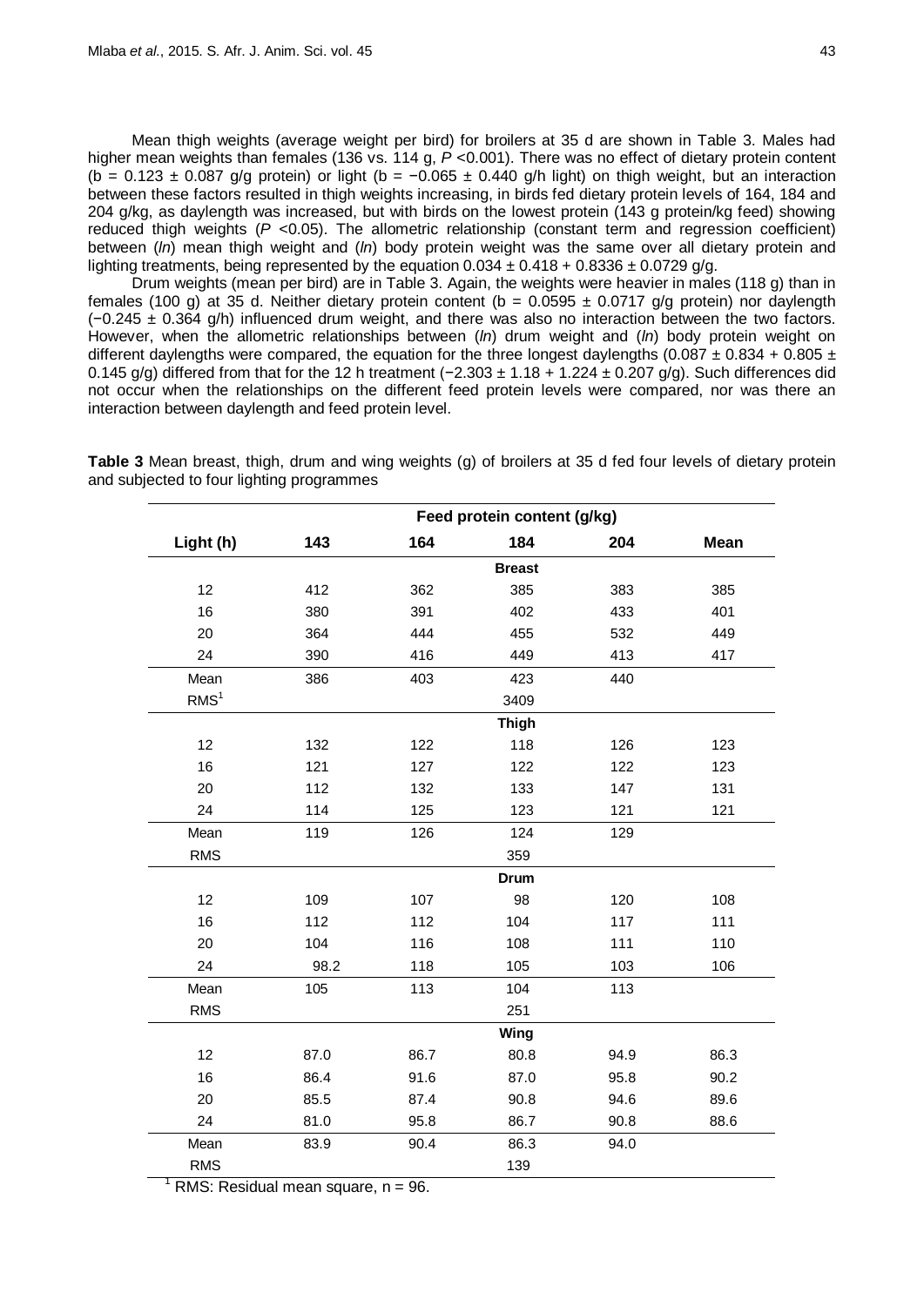Mean thigh weights (average weight per bird) for broilers at 35 d are shown in Table 3. Males had higher mean weights than females (136 vs. 114 g, $P < 0.001$). There was no effect of dietary protein content ($b = 0.123 \pm 0.087$ g/g protein) or light ($b = -0.065 \pm 0.440$ g/h light) on thigh weight, but an interaction between these factors resulted in thigh weights increasing, in birds fed dietary protein levels of 164, 184 and 204 g/kg, as daylength was increased, but with birds on the lowest protein (143 g protein/kg feed) showing reduced thigh weights ($P < 0.05$). The allometric relationship (constant term and regression coefficient) between (*ln*) mean thigh weight and (*ln*) body protein weight was the same over all dietary protein and lighting treatments, being represented by the equation $0.034 \pm 0.418 + 0.8336 \pm 0.0729$ g/g.

Drum weights (mean per bird) are in Table 3. Again, the weights were heavier in males (118 g) than in females (100 g) at 35 d. Neither dietary protein content ($b = 0.0595 \pm 0.0717$ g/g protein) nor daylength ($-0.245 \pm 0.364$ g/h) influenced drum weight, and there was also no interaction between the two factors. However, when the allometric relationships between (*ln*) drum weight and (*ln*) body protein weight on different daylengths were compared, the equation for the three longest daylengths ($0.087 \pm 0.834 + 0.805 \pm 0.145$ g/g) differed from that for the 12 h treatment ($-2.303 \pm 1.18 + 1.224 \pm 0.207$ g/g). Such differences did not occur when the relationships on the different feed protein levels were compared, nor was there an interaction between daylength and feed protein level.

**Table 3** Mean breast, thigh, drum and wing weights (g) of broilers at 35 d fed four levels of dietary protein and subjected to four lighting programmes

| | Feed protein content (g/kg) | | | | |
|---|---|---|---|---|---|
| **Light (h)** | **143** | **164** | **184** | **204** | **Mean** |
| | | | **Breast** | | |
| 12 | 412 | 362 | 385 | 383 | 385 |
| 16 | 380 | 391 | 402 | 433 | 401 |
| 20 | 364 | 444 | 455 | 532 | 449 |
| 24 | 390 | 416 | 449 | 413 | 417 |
| Mean | 386 | 403 | 423 | 440 | |
| RMS[1] | | | 3409 | | |
| | | | **Thigh** | | |
| 12 | 132 | 122 | 118 | 126 | 123 |
| 16 | 121 | 127 | 122 | 122 | 123 |
| 20 | 112 | 132 | 133 | 147 | 131 |
| 24 | 114 | 125 | 123 | 121 | 121 |
| Mean | 119 | 126 | 124 | 129 | |
| RMS | | | 359 | | |
| | | | **Drum** | | |
| 12 | 109 | 107 | 98 | 120 | 108 |
| 16 | 112 | 112 | 104 | 117 | 111 |
| 20 | 104 | 116 | 108 | 111 | 110 |
| 24 | 98.2 | 118 | 105 | 103 | 106 |
| Mean | 105 | 113 | 104 | 113 | |
| RMS | | | 251 | | |
| | | | **Wing** | | |
| 12 | 87.0 | 86.7 | 80.8 | 94.9 | 86.3 |
| 16 | 86.4 | 91.6 | 87.0 | 95.8 | 90.2 |
| 20 | 85.5 | 87.4 | 90.8 | 94.6 | 89.6 |
| 24 | 81.0 | 95.8 | 86.7 | 90.8 | 88.6 |
| Mean | 83.9 | 90.4 | 86.3 | 94.0 | |
| RMS | | | 139 | | |

[1] RMS: Residual mean square, n = 96.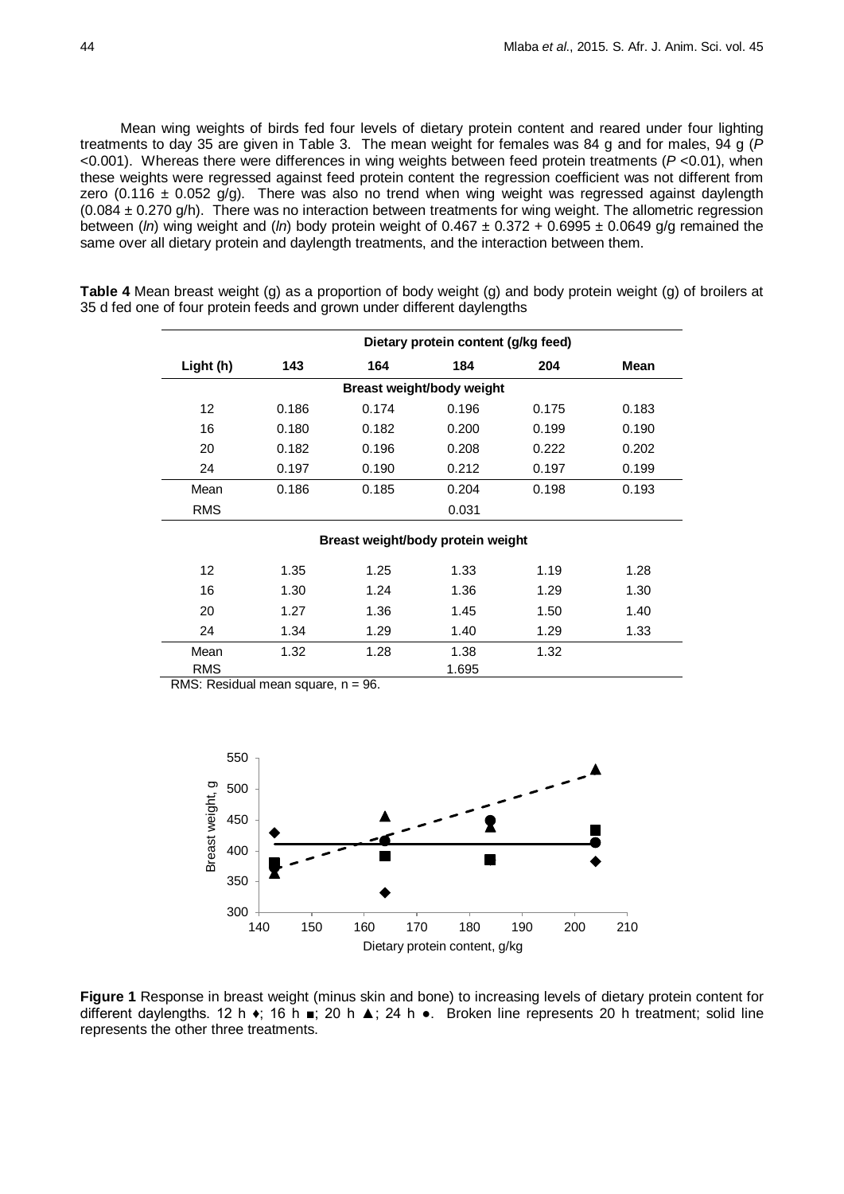Mean wing weights of birds fed four levels of dietary protein content and reared under four lighting treatments to day 35 are given in Table 3. The mean weight for females was 84 g and for males, 94 g ($P < 0.001$). Whereas there were differences in wing weights between feed protein treatments ($P < 0.01$), when these weights were regressed against feed protein content the regression coefficient was not different from zero (0.116 ± 0.052 g/g). There was also no trend when wing weight was regressed against daylength (0.084 ± 0.270 g/h). There was no interaction between treatments for wing weight. The allometric regression between (*ln*) wing weight and (*ln*) body protein weight of 0.467 ± 0.372 + 0.6995 ± 0.0649 g/g remained the same over all dietary protein and daylength treatments, and the interaction between them.

**Table 4** Mean breast weight (g) as a proportion of body weight (g) and body protein weight (g) of broilers at 35 d fed one of four protein feeds and grown under different daylengths

| | Dietary protein content (g/kg feed) | | | | |
|---|---|---|---|---|---|
| **Light (h)** | **143** | **164** | **184** | **204** | **Mean** |
| | | **Breast weight/body weight** | | | |
| 12 | 0.186 | 0.174 | 0.196 | 0.175 | 0.183 |
| 16 | 0.180 | 0.182 | 0.200 | 0.199 | 0.190 |
| 20 | 0.182 | 0.196 | 0.208 | 0.222 | 0.202 |
| 24 | 0.197 | 0.190 | 0.212 | 0.197 | 0.199 |
| Mean | 0.186 | 0.185 | 0.204 | 0.198 | 0.193 |
| RMS | | | 0.031 | | |
| | | **Breast weight/body protein weight** | | | |
| 12 | 1.35 | 1.25 | 1.33 | 1.19 | 1.28 |
| 16 | 1.30 | 1.24 | 1.36 | 1.29 | 1.30 |
| 20 | 1.27 | 1.36 | 1.45 | 1.50 | 1.40 |
| 24 | 1.34 | 1.29 | 1.40 | 1.29 | 1.33 |
| Mean | 1.32 | 1.28 | 1.38 | 1.32 | |
| RMS | | | 1.695 | | |

RMS: Residual mean square, n = 96.

**Figure 1** Response in breast weight (minus skin and bone) to increasing levels of dietary protein content for different daylengths. 12 h ♦; 16 h ■; 20 h ▲; 24 h ●. Broken line represents 20 h treatment; solid line represents the other three treatments.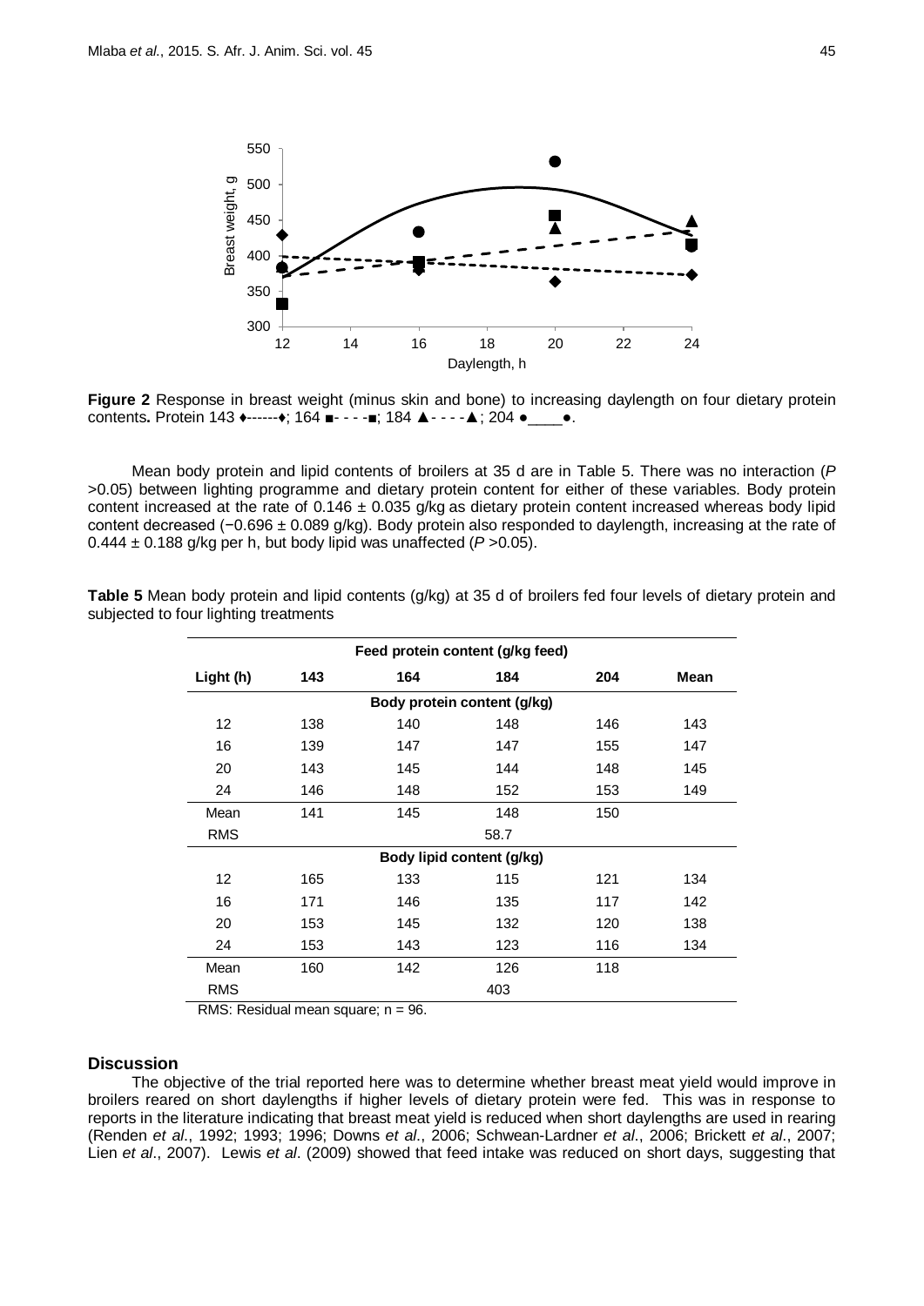**Figure 2** Response in breast weight (minus skin and bone) to increasing daylength on four dietary protein contents**.** Protein 143 ♦------♦; 164 ■- - - -■; 184 ▲- - - -▲; 204 ●\_\_\_\_●.

Mean body protein and lipid contents of broilers at 35 d are in Table 5. There was no interaction (*P* >0.05) between lighting programme and dietary protein content for either of these variables. Body protein content increased at the rate of 0.146 ± 0.035 g/kg as dietary protein content increased whereas body lipid content decreased (−0.696 ± 0.089 g/kg). Body protein also responded to daylength, increasing at the rate of 0.444 ± 0.188 g/kg per h, but body lipid was unaffected (*P* >0.05).

**Table 5** Mean body protein and lipid contents (g/kg) at 35 d of broilers fed four levels of dietary protein and subjected to four lighting treatments

| | Feed protein content (g/kg feed) | | | | |
|---|---|---|---|---|---|
| Light (h) | 143 | 164 | 184 | 204 | Mean |
| | | Body protein content (g/kg) | | | |
| 12 | 138 | 140 | 148 | 146 | 143 |
| 16 | 139 | 147 | 147 | 155 | 147 |
| 20 | 143 | 145 | 144 | 148 | 145 |
| 24 | 146 | 148 | 152 | 153 | 149 |
| Mean | 141 | 145 | 148 | 150 | |
| RMS | | | 58.7 | | |
| | | Body lipid content (g/kg) | | | |
| 12 | 165 | 133 | 115 | 121 | 134 |
| 16 | 171 | 146 | 135 | 117 | 142 |
| 20 | 153 | 145 | 132 | 120 | 138 |
| 24 | 153 | 143 | 123 | 116 | 134 |
| Mean | 160 | 142 | 126 | 118 | |
| RMS | | | 403 | | |

RMS: Residual mean square; n = 96.

## Discussion

The objective of the trial reported here was to determine whether breast meat yield would improve in broilers reared on short daylengths if higher levels of dietary protein were fed. This was in response to reports in the literature indicating that breast meat yield is reduced when short daylengths are used in rearing (Renden *et al*., 1992; 1993; 1996; Downs *et al*., 2006; Schwean-Lardner *et al*., 2006; Brickett *et al*., 2007; Lien *et al*., 2007). Lewis *et al*. (2009) showed that feed intake was reduced on short days, suggesting that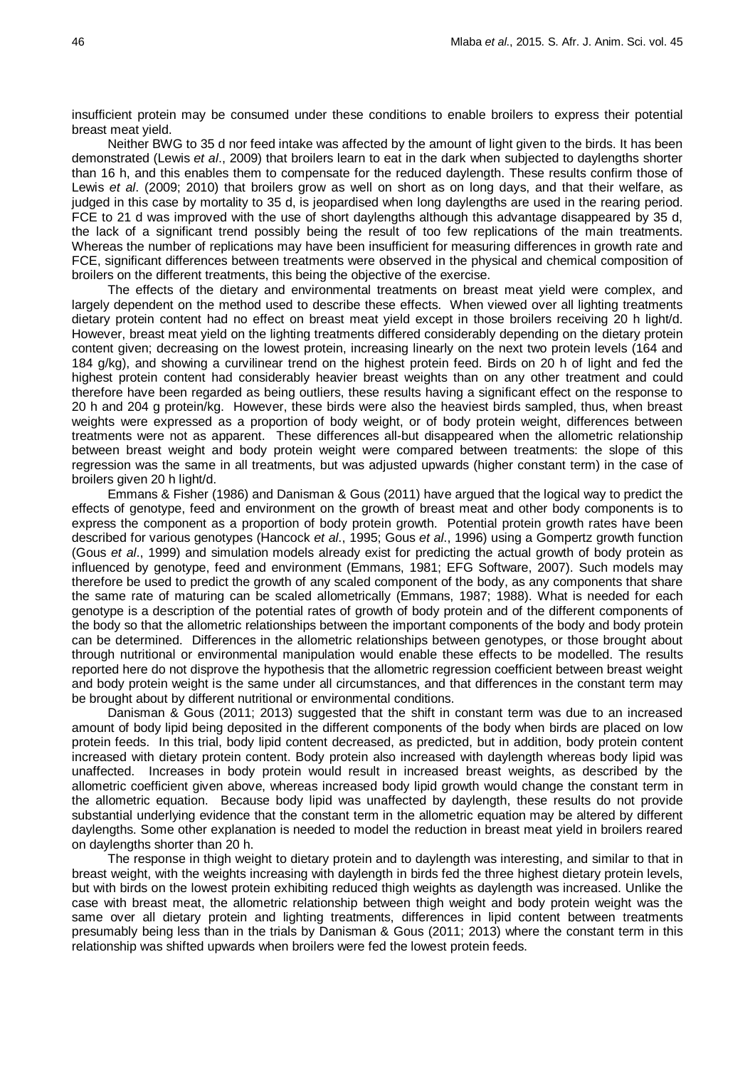insufficient protein may be consumed under these conditions to enable broilers to express their potential breast meat yield.

Neither BWG to 35 d nor feed intake was affected by the amount of light given to the birds. It has been demonstrated (Lewis *et al*., 2009) that broilers learn to eat in the dark when subjected to daylengths shorter than 16 h, and this enables them to compensate for the reduced daylength. These results confirm those of Lewis *et al*. (2009; 2010) that broilers grow as well on short as on long days, and that their welfare, as judged in this case by mortality to 35 d, is jeopardised when long daylengths are used in the rearing period. FCE to 21 d was improved with the use of short daylengths although this advantage disappeared by 35 d, the lack of a significant trend possibly being the result of too few replications of the main treatments. Whereas the number of replications may have been insufficient for measuring differences in growth rate and FCE, significant differences between treatments were observed in the physical and chemical composition of broilers on the different treatments, this being the objective of the exercise.

The effects of the dietary and environmental treatments on breast meat yield were complex, and largely dependent on the method used to describe these effects. When viewed over all lighting treatments dietary protein content had no effect on breast meat yield except in those broilers receiving 20 h light/d. However, breast meat yield on the lighting treatments differed considerably depending on the dietary protein content given; decreasing on the lowest protein, increasing linearly on the next two protein levels (164 and 184 g/kg), and showing a curvilinear trend on the highest protein feed. Birds on 20 h of light and fed the highest protein content had considerably heavier breast weights than on any other treatment and could therefore have been regarded as being outliers, these results having a significant effect on the response to 20 h and 204 g protein/kg. However, these birds were also the heaviest birds sampled, thus, when breast weights were expressed as a proportion of body weight, or of body protein weight, differences between treatments were not as apparent. These differences all-but disappeared when the allometric relationship between breast weight and body protein weight were compared between treatments: the slope of this regression was the same in all treatments, but was adjusted upwards (higher constant term) in the case of broilers given 20 h light/d.

Emmans & Fisher (1986) and Danisman & Gous (2011) have argued that the logical way to predict the effects of genotype, feed and environment on the growth of breast meat and other body components is to express the component as a proportion of body protein growth. Potential protein growth rates have been described for various genotypes (Hancock *et al*., 1995; Gous *et al*., 1996) using a Gompertz growth function (Gous *et al*., 1999) and simulation models already exist for predicting the actual growth of body protein as influenced by genotype, feed and environment (Emmans, 1981; EFG Software, 2007). Such models may therefore be used to predict the growth of any scaled component of the body, as any components that share the same rate of maturing can be scaled allometrically (Emmans, 1987; 1988). What is needed for each genotype is a description of the potential rates of growth of body protein and of the different components of the body so that the allometric relationships between the important components of the body and body protein can be determined. Differences in the allometric relationships between genotypes, or those brought about through nutritional or environmental manipulation would enable these effects to be modelled. The results reported here do not disprove the hypothesis that the allometric regression coefficient between breast weight and body protein weight is the same under all circumstances, and that differences in the constant term may be brought about by different nutritional or environmental conditions.

Danisman & Gous (2011; 2013) suggested that the shift in constant term was due to an increased amount of body lipid being deposited in the different components of the body when birds are placed on low protein feeds. In this trial, body lipid content decreased, as predicted, but in addition, body protein content increased with dietary protein content. Body protein also increased with daylength whereas body lipid was unaffected. Increases in body protein would result in increased breast weights, as described by the allometric coefficient given above, whereas increased body lipid growth would change the constant term in the allometric equation. Because body lipid was unaffected by daylength, these results do not provide substantial underlying evidence that the constant term in the allometric equation may be altered by different daylengths. Some other explanation is needed to model the reduction in breast meat yield in broilers reared on daylengths shorter than 20 h.

The response in thigh weight to dietary protein and to daylength was interesting, and similar to that in breast weight, with the weights increasing with daylength in birds fed the three highest dietary protein levels, but with birds on the lowest protein exhibiting reduced thigh weights as daylength was increased. Unlike the case with breast meat, the allometric relationship between thigh weight and body protein weight was the same over all dietary protein and lighting treatments, differences in lipid content between treatments presumably being less than in the trials by Danisman & Gous (2011; 2013) where the constant term in this relationship was shifted upwards when broilers were fed the lowest protein feeds.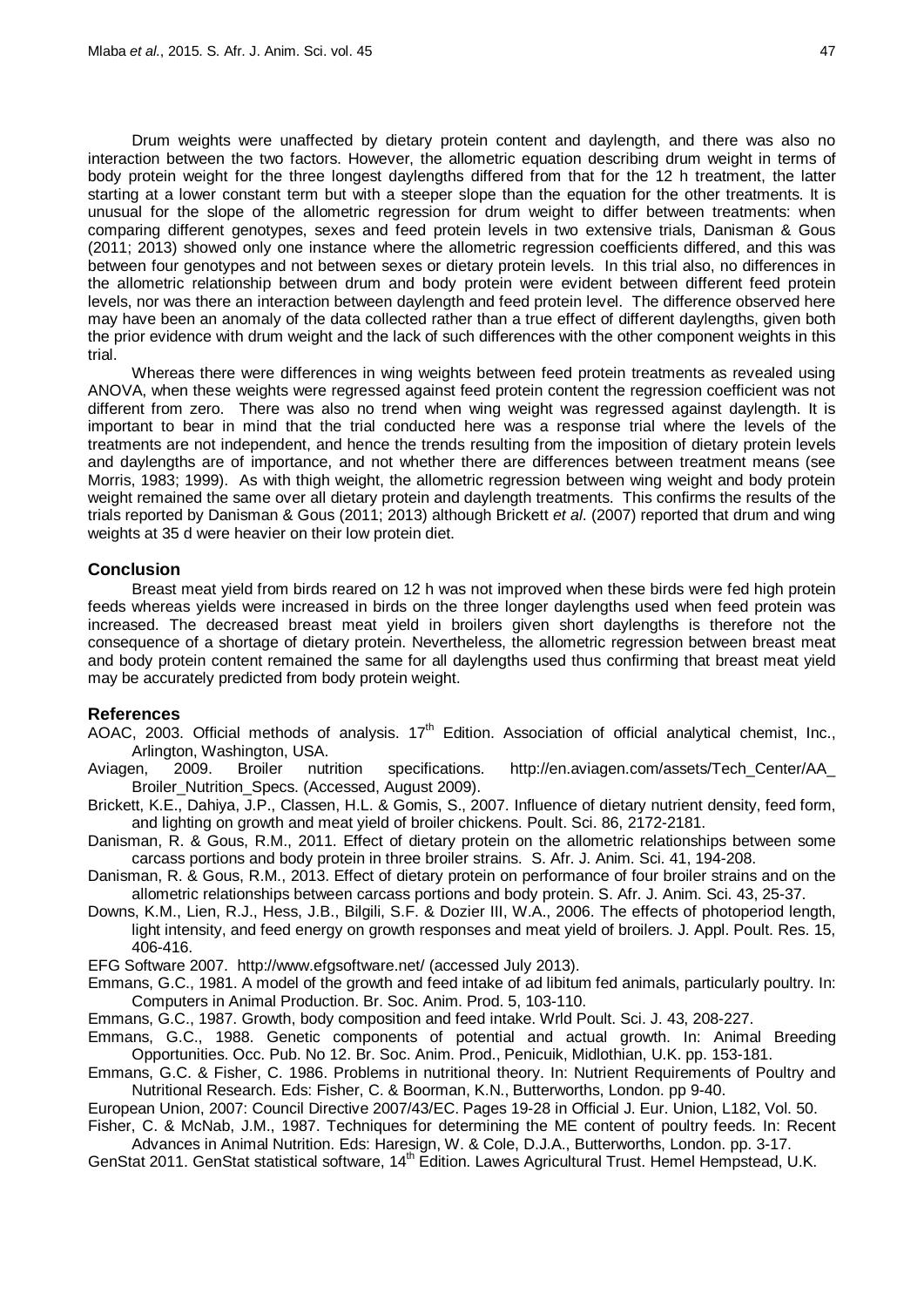Drum weights were unaffected by dietary protein content and daylength, and there was also no interaction between the two factors. However, the allometric equation describing drum weight in terms of body protein weight for the three longest daylengths differed from that for the 12 h treatment, the latter starting at a lower constant term but with a steeper slope than the equation for the other treatments. It is unusual for the slope of the allometric regression for drum weight to differ between treatments: when comparing different genotypes, sexes and feed protein levels in two extensive trials, Danisman & Gous (2011; 2013) showed only one instance where the allometric regression coefficients differed, and this was between four genotypes and not between sexes or dietary protein levels. In this trial also, no differences in the allometric relationship between drum and body protein were evident between different feed protein levels, nor was there an interaction between daylength and feed protein level. The difference observed here may have been an anomaly of the data collected rather than a true effect of different daylengths, given both the prior evidence with drum weight and the lack of such differences with the other component weights in this trial.

Whereas there were differences in wing weights between feed protein treatments as revealed using ANOVA, when these weights were regressed against feed protein content the regression coefficient was not different from zero. There was also no trend when wing weight was regressed against daylength. It is important to bear in mind that the trial conducted here was a response trial where the levels of the treatments are not independent, and hence the trends resulting from the imposition of dietary protein levels and daylengths are of importance, and not whether there are differences between treatment means (see Morris, 1983; 1999). As with thigh weight, the allometric regression between wing weight and body protein weight remained the same over all dietary protein and daylength treatments. This confirms the results of the trials reported by Danisman & Gous (2011; 2013) although Brickett *et al*. (2007) reported that drum and wing weights at 35 d were heavier on their low protein diet.

## Conclusion

Breast meat yield from birds reared on 12 h was not improved when these birds were fed high protein feeds whereas yields were increased in birds on the three longer daylengths used when feed protein was increased. The decreased breast meat yield in broilers given short daylengths is therefore not the consequence of a shortage of dietary protein. Nevertheless, the allometric regression between breast meat and body protein content remained the same for all daylengths used thus confirming that breast meat yield may be accurately predicted from body protein weight.

## References

AOAC, 2003. Official methods of analysis. 17th Edition. Association of official analytical chemist, Inc., Arlington, Washington, USA.

Aviagen, 2009. Broiler nutrition specifications. http://en.aviagen.com/assets/Tech_Center/AA_Broiler_Nutrition_Specs. (Accessed, August 2009).

Brickett, K.E., Dahiya, J.P., Classen, H.L. & Gomis, S., 2007. Influence of dietary nutrient density, feed form, and lighting on growth and meat yield of broiler chickens. Poult. Sci. 86, 2172-2181.

Danisman, R. & Gous, R.M., 2011. Effect of dietary protein on the allometric relationships between some carcass portions and body protein in three broiler strains. S. Afr. J. Anim. Sci. 41, 194-208.

Danisman, R. & Gous, R.M., 2013. Effect of dietary protein on performance of four broiler strains and on the allometric relationships between carcass portions and body protein. S. Afr. J. Anim. Sci. 43, 25-37.

Downs, K.M., Lien, R.J., Hess, J.B., Bilgili, S.F. & Dozier III, W.A., 2006. The effects of photoperiod length, light intensity, and feed energy on growth responses and meat yield of broilers. J. Appl. Poult. Res. 15, 406-416.

EFG Software 2007. http://www.efgsoftware.net/ (accessed July 2013).

Emmans, G.C., 1981. A model of the growth and feed intake of ad libitum fed animals, particularly poultry. In: Computers in Animal Production. Br. Soc. Anim. Prod. 5, 103-110.

Emmans, G.C., 1987. Growth, body composition and feed intake. Wrld Poult. Sci. J. 43, 208-227.

Emmans, G.C., 1988. Genetic components of potential and actual growth. In: Animal Breeding Opportunities. Occ. Pub. No 12. Br. Soc. Anim. Prod., Penicuik, Midlothian, U.K. pp. 153-181.

Emmans, G.C. & Fisher, C. 1986. Problems in nutritional theory. In: Nutrient Requirements of Poultry and Nutritional Research. Eds: Fisher, C. & Boorman, K.N., Butterworths, London. pp 9-40.

European Union, 2007: Council Directive 2007/43/EC. Pages 19-28 in Official J. Eur. Union, L182, Vol. 50.

Fisher, C. & McNab, J.M., 1987. Techniques for determining the ME content of poultry feeds. In: Recent Advances in Animal Nutrition. Eds: Haresign, W. & Cole, D.J.A., Butterworths, London. pp. 3-17.

GenStat 2011. GenStat statistical software, 14th Edition. Lawes Agricultural Trust. Hemel Hempstead, U.K.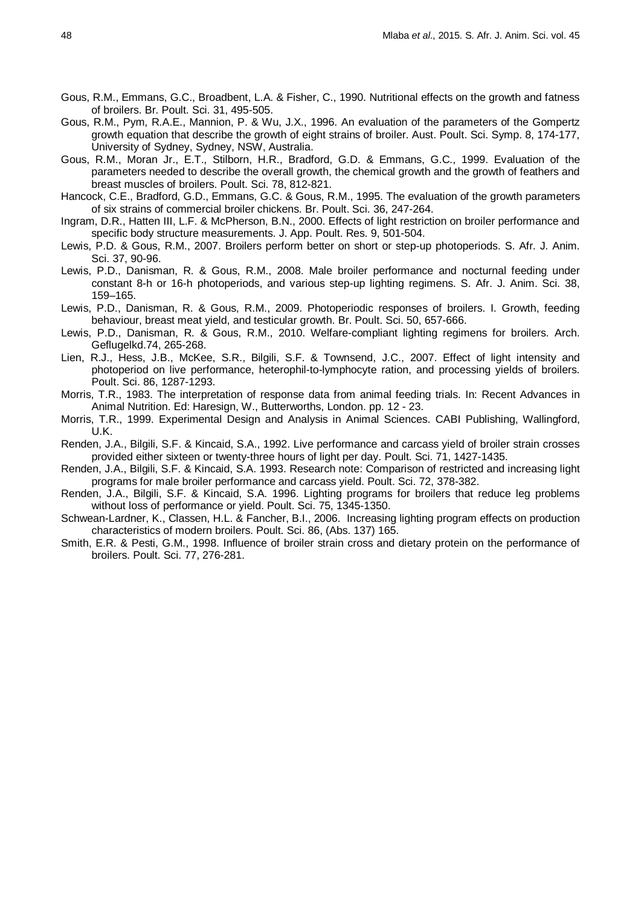Gous, R.M., Emmans, G.C., Broadbent, L.A. & Fisher, C., 1990. Nutritional effects on the growth and fatness of broilers. Br. Poult. Sci. 31, 495-505.

Gous, R.M., Pym, R.A.E., Mannion, P. & Wu, J.X., 1996. An evaluation of the parameters of the Gompertz growth equation that describe the growth of eight strains of broiler. Aust. Poult. Sci. Symp. 8, 174-177, University of Sydney, Sydney, NSW, Australia.

Gous, R.M., Moran Jr., E.T., Stilborn, H.R., Bradford, G.D. & Emmans, G.C., 1999. Evaluation of the parameters needed to describe the overall growth, the chemical growth and the growth of feathers and breast muscles of broilers. Poult. Sci. 78, 812-821.

Hancock, C.E., Bradford, G.D., Emmans, G.C. & Gous, R.M., 1995. The evaluation of the growth parameters of six strains of commercial broiler chickens. Br. Poult. Sci. 36, 247-264.

Ingram, D.R., Hatten III, L.F. & McPherson, B.N., 2000. Effects of light restriction on broiler performance and specific body structure measurements. J. App. Poult. Res. 9, 501-504.

Lewis, P.D. & Gous, R.M., 2007. Broilers perform better on short or step-up photoperiods. S. Afr. J. Anim. Sci. 37, 90-96.

Lewis, P.D., Danisman, R. & Gous, R.M., 2008. Male broiler performance and nocturnal feeding under constant 8-h or 16-h photoperiods, and various step-up lighting regimens. S. Afr. J. Anim. Sci. 38, 159–165.

Lewis, P.D., Danisman, R. & Gous, R.M., 2009. Photoperiodic responses of broilers. I. Growth, feeding behaviour, breast meat yield, and testicular growth. Br. Poult. Sci. 50, 657-666.

Lewis, P.D., Danisman, R. & Gous, R.M., 2010. Welfare-compliant lighting regimens for broilers. Arch. Geflugelkd.74, 265-268.

Lien, R.J., Hess, J.B., McKee, S.R., Bilgili, S.F. & Townsend, J.C., 2007. Effect of light intensity and photoperiod on live performance, heterophil-to-lymphocyte ration, and processing yields of broilers. Poult. Sci. 86, 1287-1293.

Morris, T.R., 1983. The interpretation of response data from animal feeding trials. In: Recent Advances in Animal Nutrition. Ed: Haresign, W., Butterworths, London. pp. 12 - 23.

Morris, T.R., 1999. Experimental Design and Analysis in Animal Sciences. CABI Publishing, Wallingford, U.K.

Renden, J.A., Bilgili, S.F. & Kincaid, S.A., 1992. Live performance and carcass yield of broiler strain crosses provided either sixteen or twenty-three hours of light per day. Poult. Sci. 71, 1427-1435.

Renden, J.A., Bilgili, S.F. & Kincaid, S.A. 1993. Research note: Comparison of restricted and increasing light programs for male broiler performance and carcass yield. Poult. Sci. 72, 378-382.

Renden, J.A., Bilgili, S.F. & Kincaid, S.A. 1996. Lighting programs for broilers that reduce leg problems without loss of performance or yield. Poult. Sci. 75, 1345-1350.

Schwean-Lardner, K., Classen, H.L. & Fancher, B.I., 2006. Increasing lighting program effects on production characteristics of modern broilers. Poult. Sci. 86, (Abs. 137) 165.

Smith, E.R. & Pesti, G.M., 1998. Influence of broiler strain cross and dietary protein on the performance of broilers. Poult. Sci. 77, 276-281.